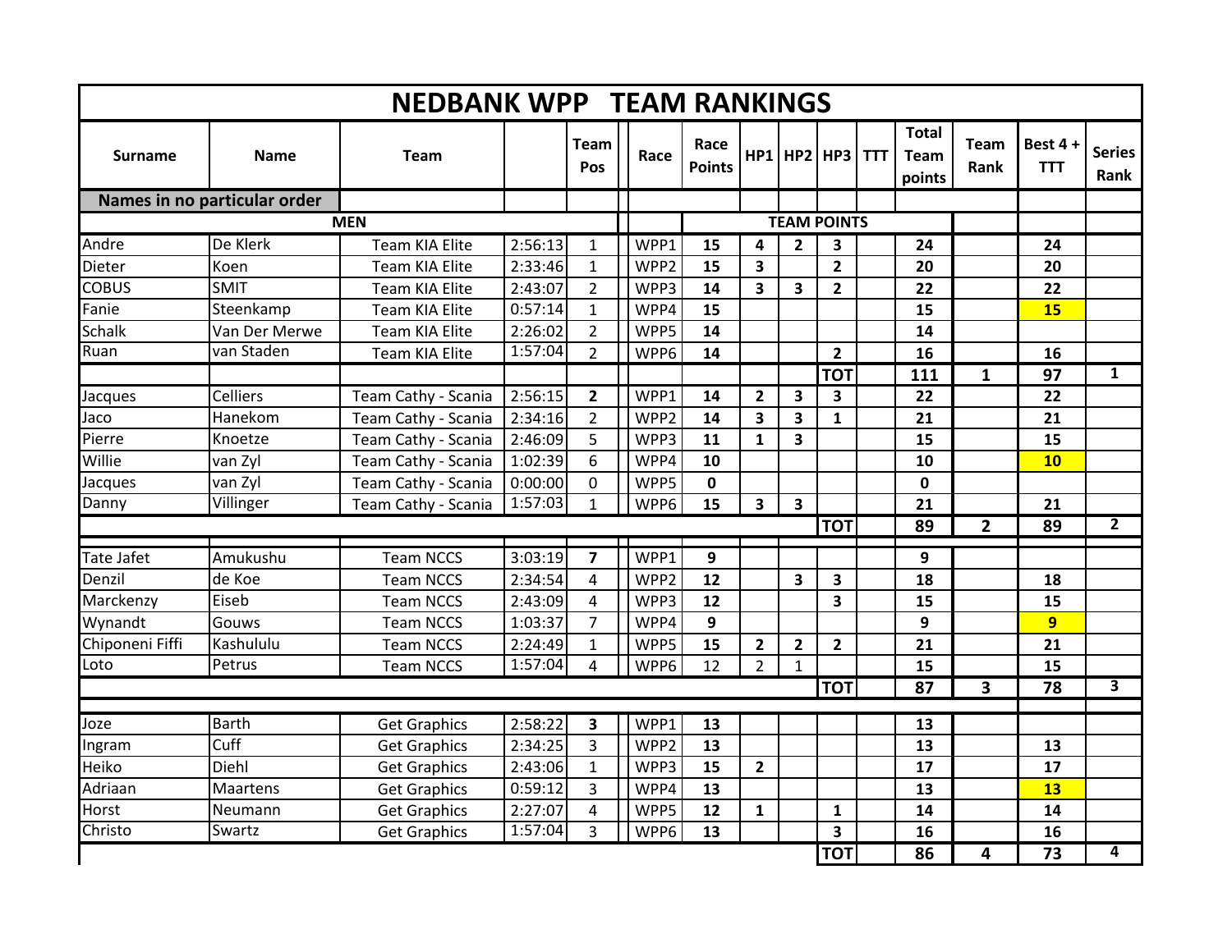# NEDBANK WPP TEAM RANKINGS

| Surname | Name | Team | | Team Pos | Race | Race Points | HP1 | HP2 | HP3 | TTT | Total Team points | Team Rank | Best 4 + TTT | Series Rank |
|---|---|---|---|---|---|---|---|---|---|---|---|---|---|---|
| **Names in no particular order** | | | | | | | | | | | | | | |
| | **MEN** | | | | | **TEAM POINTS** | | | | | | | | |
| Andre | De Klerk | Team KIA Elite | 2:56:13 | 1 | WPP1 | **15** | **4** | **2** | **3** | | **24** | | **24** | |
| Dieter | Koen | Team KIA Elite | 2:33:46 | 1 | WPP2 | **15** | **3** | | **2** | | **20** | | **20** | |
| COBUS | SMIT | Team KIA Elite | 2:43:07 | 2 | WPP3 | **14** | **3** | **3** | **2** | | **22** | | **22** | |
| Fanie | Steenkamp | Team KIA Elite | 0:57:14 | 1 | WPP4 | **15** | | | | | **15** | | **15** | |
| Schalk | Van Der Merwe | Team KIA Elite | 2:26:02 | 2 | WPP5 | **14** | | | | | **14** | | | |
| Ruan | van Staden | Team KIA Elite | 1:57:04 | 2 | WPP6 | **14** | | | **2** | | **16** | | **16** | |
| | | | | | | | | | **TOT** | | **111** | **1** | **97** | **1** |
| Jacques | Celliers | Team Cathy - Scania | 2:56:15 | **2** | WPP1 | **14** | **2** | **3** | **3** | | **22** | | **22** | |
| Jaco | Hanekom | Team Cathy - Scania | 2:34:16 | 2 | WPP2 | **14** | **3** | **3** | **1** | | **21** | | **21** | |
| Pierre | Knoetze | Team Cathy - Scania | 2:46:09 | 5 | WPP3 | **11** | **1** | **3** | | | **15** | | **15** | |
| Willie | van Zyl | Team Cathy - Scania | 1:02:39 | 6 | WPP4 | **10** | | | | | **10** | | **10** | |
| Jacques | van Zyl | Team Cathy - Scania | 0:00:00 | 0 | WPP5 | **0** | | | | | **0** | | | |
| Danny | Villinger | Team Cathy - Scania | 1:57:03 | 1 | WPP6 | **15** | **3** | **3** | | | **21** | | **21** | |
| | | | | | | | | | **TOT** | | **89** | **2** | **89** | **2** |
| Tate Jafet | Amukushu | Team NCCS | 3:03:19 | **7** | WPP1 | **9** | | | | | **9** | | | |
| Denzil | de Koe | Team NCCS | 2:34:54 | 4 | WPP2 | **12** | | **3** | **3** | | **18** | | **18** | |
| Marckenzy | Eiseb | Team NCCS | 2:43:09 | 4 | WPP3 | **12** | | | **3** | | **15** | | **15** | |
| Wynandt | Gouws | Team NCCS | 1:03:37 | 7 | WPP4 | **9** | | | | | **9** | | **9** | |
| Chiponeni Fiffi | Kashululu | Team NCCS | 2:24:49 | 1 | WPP5 | **15** | **2** | **2** | **2** | | **21** | | **21** | |
| Loto | Petrus | Team NCCS | 1:57:04 | 4 | WPP6 | 12 | 2 | 1 | | | **15** | | **15** | |
| | | | | | | | | | **TOT** | | **87** | **3** | **78** | **3** |
| Joze | Barth | Get Graphics | 2:58:22 | **3** | WPP1 | **13** | | | | | **13** | | | |
| Ingram | Cuff | Get Graphics | 2:34:25 | 3 | WPP2 | **13** | | | | | **13** | | **13** | |
| Heiko | Diehl | Get Graphics | 2:43:06 | 1 | WPP3 | **15** | **2** | | | | **17** | | **17** | |
| Adriaan | Maartens | Get Graphics | 0:59:12 | 3 | WPP4 | **13** | | | | | **13** | | **13** | |
| Horst | Neumann | Get Graphics | 2:27:07 | 4 | WPP5 | **12** | **1** | | **1** | | **14** | | **14** | |
| Christo | Swartz | Get Graphics | 1:57:04 | 3 | WPP6 | **13** | | | **3** | | **16** | | **16** | |
| | | | | | | | | | **TOT** | | **86** | **4** | **73** | **4** |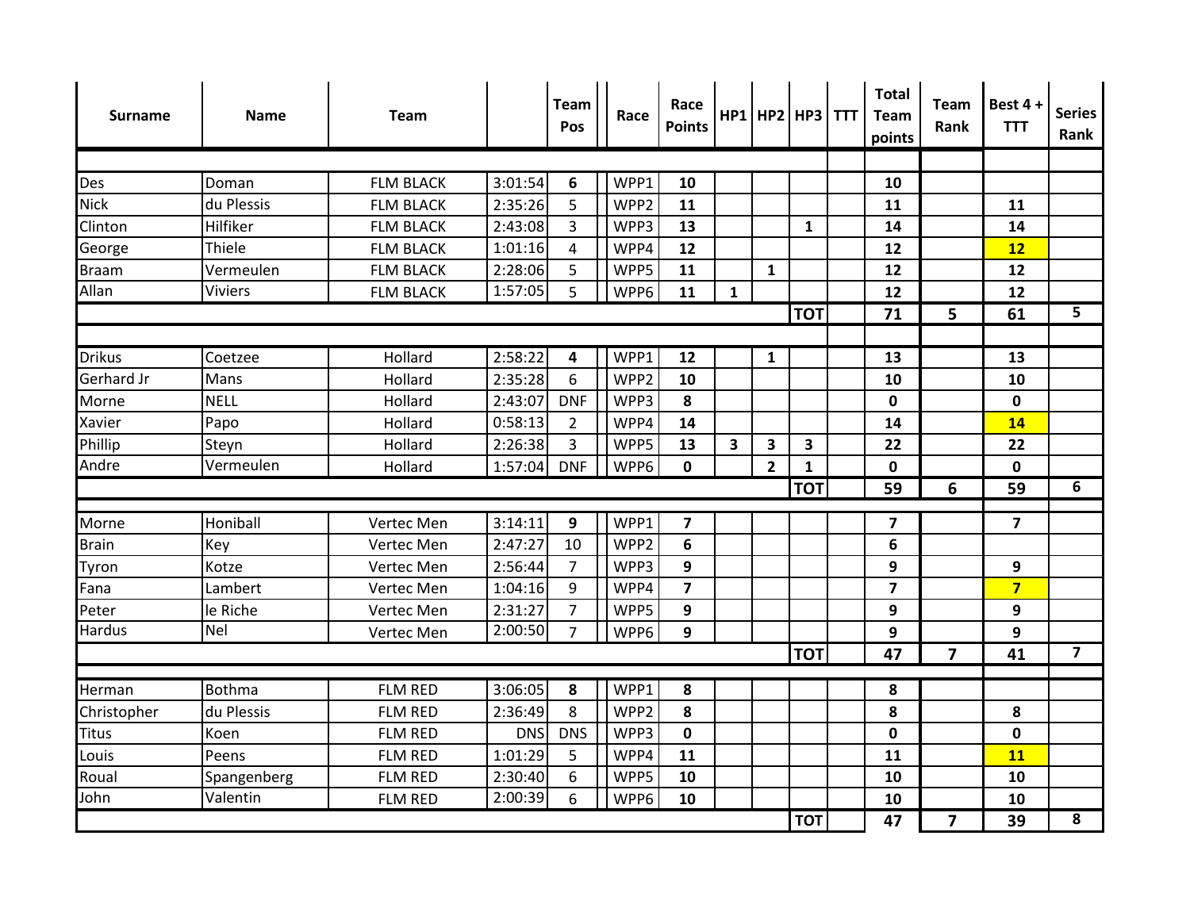| Surname | Name | Team | | Team Pos | Race | Race Points | HP1 | HP2 | HP3 | TTT | Total Team points | Team Rank | Best 4 + TTT | Series Rank |
|---|---|---|---|---|---|---|---|---|---|---|---|---|---|---|
| | | | | | | | | | | | | | | |
| Des | Doman | FLM BLACK | 3:01:54 | **6** | WPP1 | **10** | | | | | **10** | | | |
| Nick | du Plessis | FLM BLACK | 2:35:26 | 5 | WPP2 | **11** | | | | | **11** | | **11** | |
| Clinton | Hilfiker | FLM BLACK | 2:43:08 | 3 | WPP3 | **13** | | | **1** | | **14** | | **14** | |
| George | Thiele | FLM BLACK | 1:01:16 | 4 | WPP4 | **12** | | | | | **12** | | **12** | |
| Braam | Vermeulen | FLM BLACK | 2:28:06 | 5 | WPP5 | **11** | | **1** | | | **12** | | **12** | |
| Allan | Viviers | FLM BLACK | 1:57:05 | 5 | WPP6 | **11** | **1** | | | | **12** | | **12** | |
| | | | | | | | | | **TOT** | | **71** | **5** | **61** | **5** |
| | | | | | | | | | | | | | | |
| Drikus | Coetzee | Hollard | 2:58:22 | **4** | WPP1 | **12** | | **1** | | | **13** | | **13** | |
| Gerhard Jr | Mans | Hollard | 2:35:28 | 6 | WPP2 | **10** | | | | | **10** | | **10** | |
| Morne | NELL | Hollard | 2:43:07 | DNF | WPP3 | **8** | | | | | **0** | | **0** | |
| Xavier | Papo | Hollard | 0:58:13 | 2 | WPP4 | **14** | | | | | **14** | | **14** | |
| Phillip | Steyn | Hollard | 2:26:38 | 3 | WPP5 | **13** | **3** | **3** | **3** | | **22** | | **22** | |
| Andre | Vermeulen | Hollard | 1:57:04 | DNF | WPP6 | **0** | | **2** | **1** | | **0** | | **0** | |
| | | | | | | | | | **TOT** | | **59** | **6** | **59** | **6** |
| | | | | | | | | | | | | | | |
| Morne | Honiball | Vertec Men | 3:14:11 | **9** | WPP1 | **7** | | | | | **7** | | **7** | |
| Brain | Key | Vertec Men | 2:47:27 | 10 | WPP2 | **6** | | | | | **6** | | | |
| Tyron | Kotze | Vertec Men | 2:56:44 | 7 | WPP3 | **9** | | | | | **9** | | **9** | |
| Fana | Lambert | Vertec Men | 1:04:16 | 9 | WPP4 | **7** | | | | | **7** | | **7** | |
| Peter | le Riche | Vertec Men | 2:31:27 | 7 | WPP5 | **9** | | | | | **9** | | **9** | |
| Hardus | Nel | Vertec Men | 2:00:50 | 7 | WPP6 | **9** | | | | | **9** | | **9** | |
| | | | | | | | | | **TOT** | | **47** | **7** | **41** | **7** |
| | | | | | | | | | | | | | | |
| Herman | Bothma | FLM RED | 3:06:05 | **8** | WPP1 | **8** | | | | | **8** | | | |
| Christopher | du Plessis | FLM RED | 2:36:49 | 8 | WPP2 | **8** | | | | | **8** | | **8** | |
| Titus | Koen | FLM RED | DNS | DNS | WPP3 | **0** | | | | | **0** | | **0** | |
| Louis | Peens | FLM RED | 1:01:29 | 5 | WPP4 | **11** | | | | | **11** | | **11** | |
| Roual | Spangenberg | FLM RED | 2:30:40 | 6 | WPP5 | **10** | | | | | **10** | | **10** | |
| John | Valentin | FLM RED | 2:00:39 | 6 | WPP6 | **10** | | | | | **10** | | **10** | |
| | | | | | | | | | **TOT** | | **47** | **7** | **39** | **8** |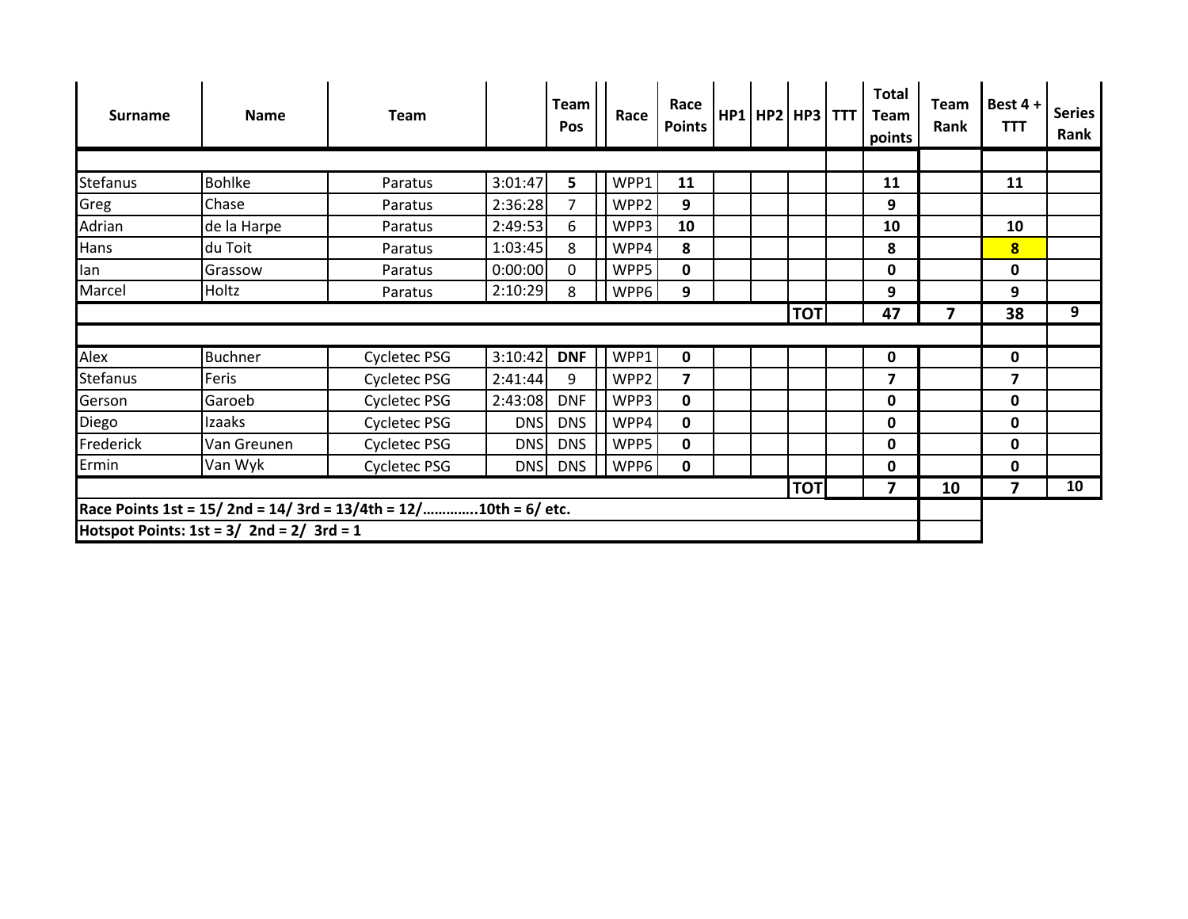| Surname | Name | Team | | Team Pos | Race | Race Points | HP1 | HP2 | HP3 | TTT | Total Team points | Team Rank | Best 4 + TTT | Series Rank |
|---|---|---|---|---|---|---|---|---|---|---|---|---|---|---|
| | | | | | | | | | | | | | | |
| Stefanus | Bohlke | Paratus | 3:01:47 | **5** | WPP1 | **11** | | | | | **11** | | **11** | |
| Greg | Chase | Paratus | 2:36:28 | 7 | WPP2 | **9** | | | | | **9** | | | |
| Adrian | de la Harpe | Paratus | 2:49:53 | 6 | WPP3 | **10** | | | | | **10** | | **10** | |
| Hans | du Toit | Paratus | 1:03:45 | 8 | WPP4 | **8** | | | | | **8** | | **8** | |
| Ian | Grassow | Paratus | 0:00:00 | 0 | WPP5 | **0** | | | | | **0** | | **0** | |
| Marcel | Holtz | Paratus | 2:10:29 | 8 | WPP6 | **9** | | | | | **9** | | **9** | |
| | | | | | | | | | **TOT** | | **47** | **7** | **38** | **9** |
| | | | | | | | | | | | | | | |
| Alex | Buchner | Cycletec PSG | 3:10:42 | **DNF** | WPP1 | **0** | | | | | **0** | | **0** | |
| Stefanus | Feris | Cycletec PSG | 2:41:44 | 9 | WPP2 | **7** | | | | | **7** | | **7** | |
| Gerson | Garoeb | Cycletec PSG | 2:43:08 | DNF | WPP3 | **0** | | | | | **0** | | **0** | |
| Diego | Izaaks | Cycletec PSG | DNS | DNS | WPP4 | **0** | | | | | **0** | | **0** | |
| Frederick | Van Greunen | Cycletec PSG | DNS | DNS | WPP5 | **0** | | | | | **0** | | **0** | |
| Ermin | Van Wyk | Cycletec PSG | DNS | DNS | WPP6 | **0** | | | | | **0** | | **0** | |
| | | | | | | | | | **TOT** | | **7** | **10** | **7** | **10** |

**Race Points 1st = 15/ 2nd = 14/ 3rd = 13/4th = 12/…………..10th = 6/ etc.**

**Hotspot Points: 1st = 3/ 2nd = 2/ 3rd = 1**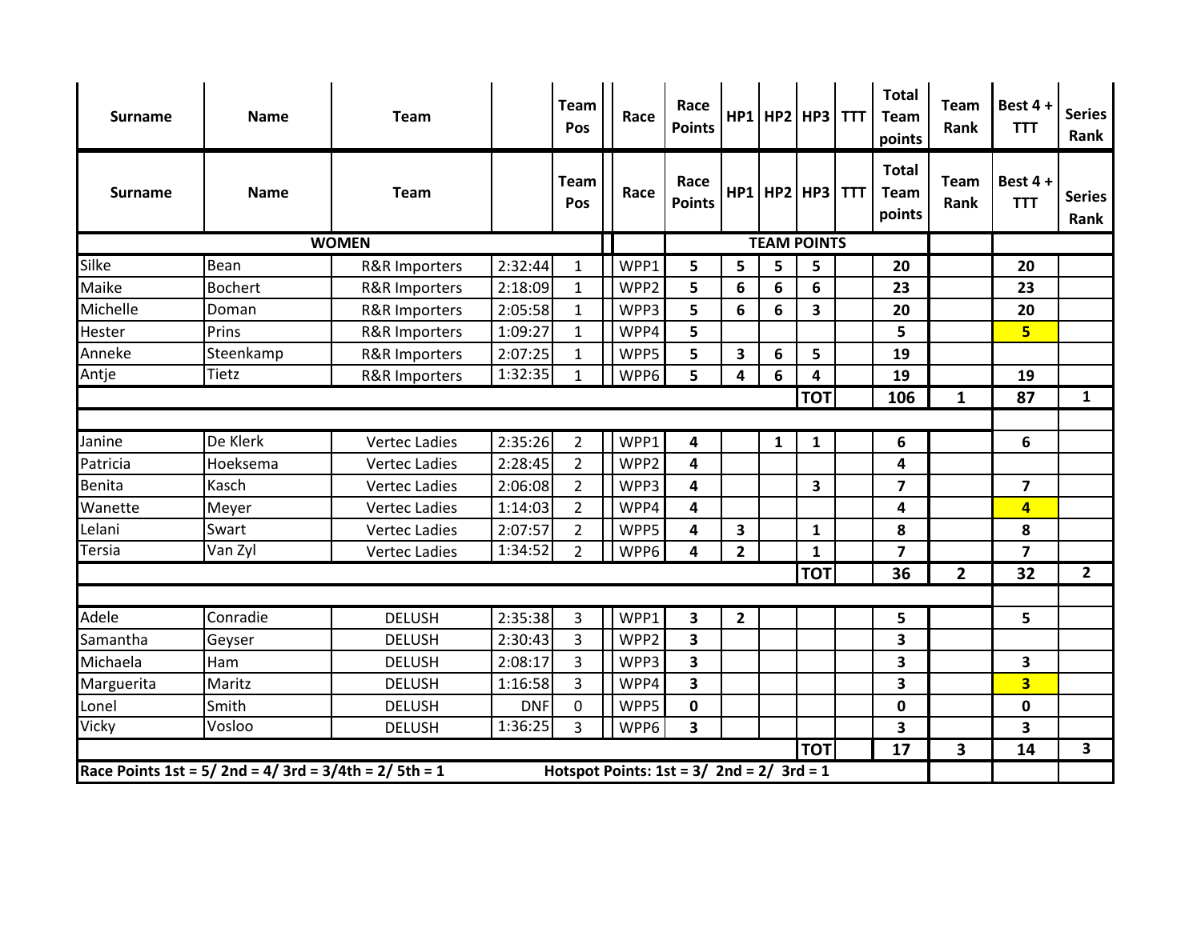| Surname | Name | Team | | Team Pos | Race | Race Points | HP1 | HP2 | HP3 | TTT | Total Team points | Team Rank | Best 4 + TTT | Series Rank |
|---|---|---|---|---|---|---|---|---|---|---|---|---|---|---|
| Surname | Name | Team | | Team Pos | Race | Race Points | HP1 | HP2 | HP3 | TTT | Total Team points | Team Rank | Best 4 + TTT | Series Rank |
| WOMEN | | | | | | TEAM POINTS | | | | | | | | |
| Silke | Bean | R&R Importers | 2:32:44 | 1 | WPP1 | 5 | 5 | 5 | 5 | | 20 | | 20 | |
| Maike | Bochert | R&R Importers | 2:18:09 | 1 | WPP2 | 5 | 6 | 6 | 6 | | 23 | | 23 | |
| Michelle | Doman | R&R Importers | 2:05:58 | 1 | WPP3 | 5 | 6 | 6 | 3 | | 20 | | 20 | |
| Hester | Prins | R&R Importers | 1:09:27 | 1 | WPP4 | 5 | | | | | 5 | | 5 | |
| Anneke | Steenkamp | R&R Importers | 2:07:25 | 1 | WPP5 | 5 | 3 | 6 | 5 | | 19 | | | |
| Antje | Tietz | R&R Importers | 1:32:35 | 1 | WPP6 | 5 | 4 | 6 | 4 | | 19 | | 19 | |
| | | | | | | | | | TOT | | 106 | 1 | 87 | 1 |
| | | | | | | | | | | | | | | |
| Janine | De Klerk | Vertec Ladies | 2:35:26 | 2 | WPP1 | 4 | | 1 | 1 | | 6 | | 6 | |
| Patricia | Hoeksema | Vertec Ladies | 2:28:45 | 2 | WPP2 | 4 | | | | | 4 | | | |
| Benita | Kasch | Vertec Ladies | 2:06:08 | 2 | WPP3 | 4 | | | 3 | | 7 | | 7 | |
| Wanette | Meyer | Vertec Ladies | 1:14:03 | 2 | WPP4 | 4 | | | | | 4 | | 4 | |
| Lelani | Swart | Vertec Ladies | 2:07:57 | 2 | WPP5 | 4 | 3 | | 1 | | 8 | | 8 | |
| Tersia | Van Zyl | Vertec Ladies | 1:34:52 | 2 | WPP6 | 4 | 2 | | 1 | | 7 | | 7 | |
| | | | | | | | | | TOT | | 36 | 2 | 32 | 2 |
| | | | | | | | | | | | | | | |
| Adele | Conradie | DELUSH | 2:35:38 | 3 | WPP1 | 3 | 2 | | | | 5 | | 5 | |
| Samantha | Geyser | DELUSH | 2:30:43 | 3 | WPP2 | 3 | | | | | 3 | | | |
| Michaela | Ham | DELUSH | 2:08:17 | 3 | WPP3 | 3 | | | | | 3 | | 3 | |
| Marguerita | Maritz | DELUSH | 1:16:58 | 3 | WPP4 | 3 | | | | | 3 | | 3 | |
| Lonel | Smith | DELUSH | DNF | 0 | WPP5 | 0 | | | | | 0 | | 0 | |
| Vicky | Vosloo | DELUSH | 1:36:25 | 3 | WPP6 | 3 | | | | | 3 | | 3 | |
| | | | | | | | | | TOT | | 17 | 3 | 14 | 3 |
| Race Points 1st = 5/ 2nd = 4/ 3rd = 3/4th = 2/ 5th = 1 | | | | | Hotspot Points: 1st = 3/ 2nd = 2/ 3rd = 1 | | | | | | | | | |